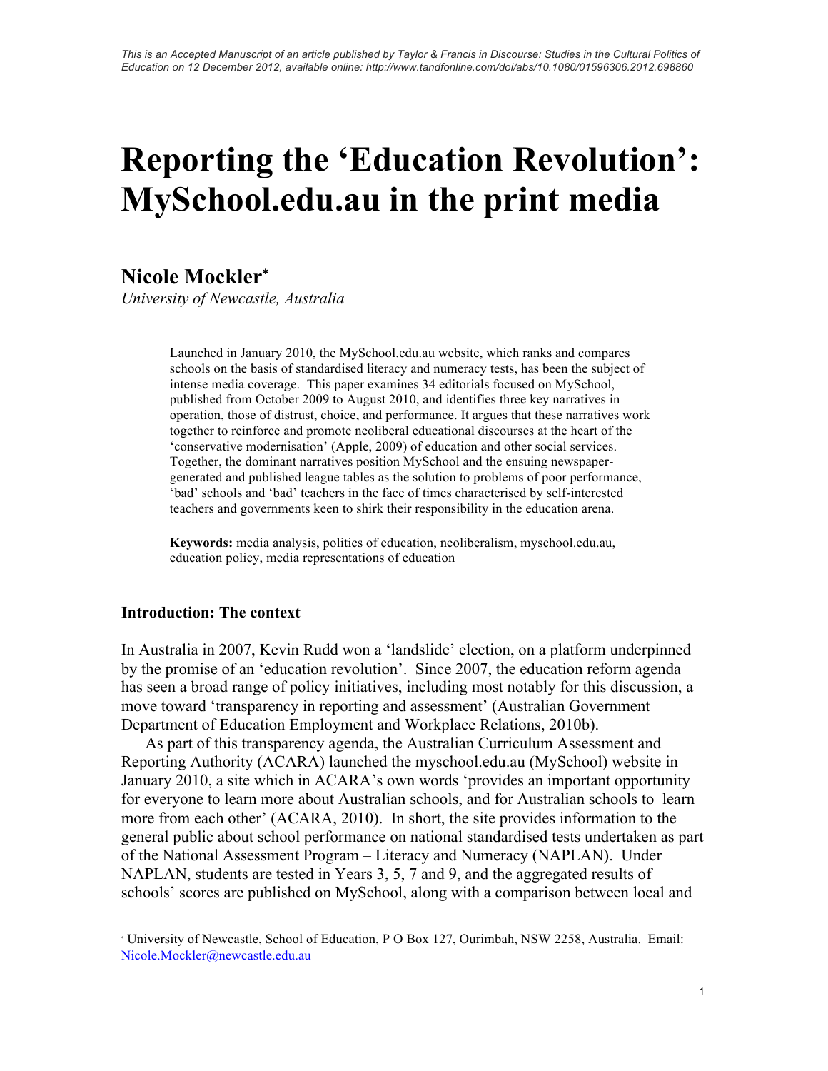*This is an Accepted Manuscript of an article published by Taylor & Francis in Discourse: Studies in the Cultural Politics of Education on 12 December 2012, available online: http://www.tandfonline.com/doi/abs/10.1080/01596306.2012.698860*

# Reporting the 'Education Revolution': MySchool.edu.au in the print media

## Nicole Mockler*

*University of Newcastle, Australia*

> Launched in January 2010, the MySchool.edu.au website, which ranks and compares schools on the basis of standardised literacy and numeracy tests, has been the subject of intense media coverage. This paper examines 34 editorials focused on MySchool, published from October 2009 to August 2010, and identifies three key narratives in operation, those of distrust, choice, and performance. It argues that these narratives work together to reinforce and promote neoliberal educational discourses at the heart of the 'conservative modernisation' (Apple, 2009) of education and other social services. Together, the dominant narratives position MySchool and the ensuing newspaper-generated and published league tables as the solution to problems of poor performance, 'bad' schools and 'bad' teachers in the face of times characterised by self-interested teachers and governments keen to shirk their responsibility in the education arena.
>
> **Keywords:** media analysis, politics of education, neoliberalism, myschool.edu.au, education policy, media representations of education

### Introduction: The context

In Australia in 2007, Kevin Rudd won a 'landslide' election, on a platform underpinned by the promise of an 'education revolution'. Since 2007, the education reform agenda has seen a broad range of policy initiatives, including most notably for this discussion, a move toward 'transparency in reporting and assessment' (Australian Government Department of Education Employment and Workplace Relations, 2010b).

As part of this transparency agenda, the Australian Curriculum Assessment and Reporting Authority (ACARA) launched the myschool.edu.au (MySchool) website in January 2010, a site which in ACARA's own words 'provides an important opportunity for everyone to learn more about Australian schools, and for Australian schools to learn more from each other' (ACARA, 2010). In short, the site provides information to the general public about school performance on national standardised tests undertaken as part of the National Assessment Program – Literacy and Numeracy (NAPLAN). Under NAPLAN, students are tested in Years 3, 5, 7 and 9, and the aggregated results of schools' scores are published on MySchool, along with a comparison between local and

---

* University of Newcastle, School of Education, P O Box 127, Ourimbah, NSW 2258, Australia. Email: Nicole.Mockler@newcastle.edu.au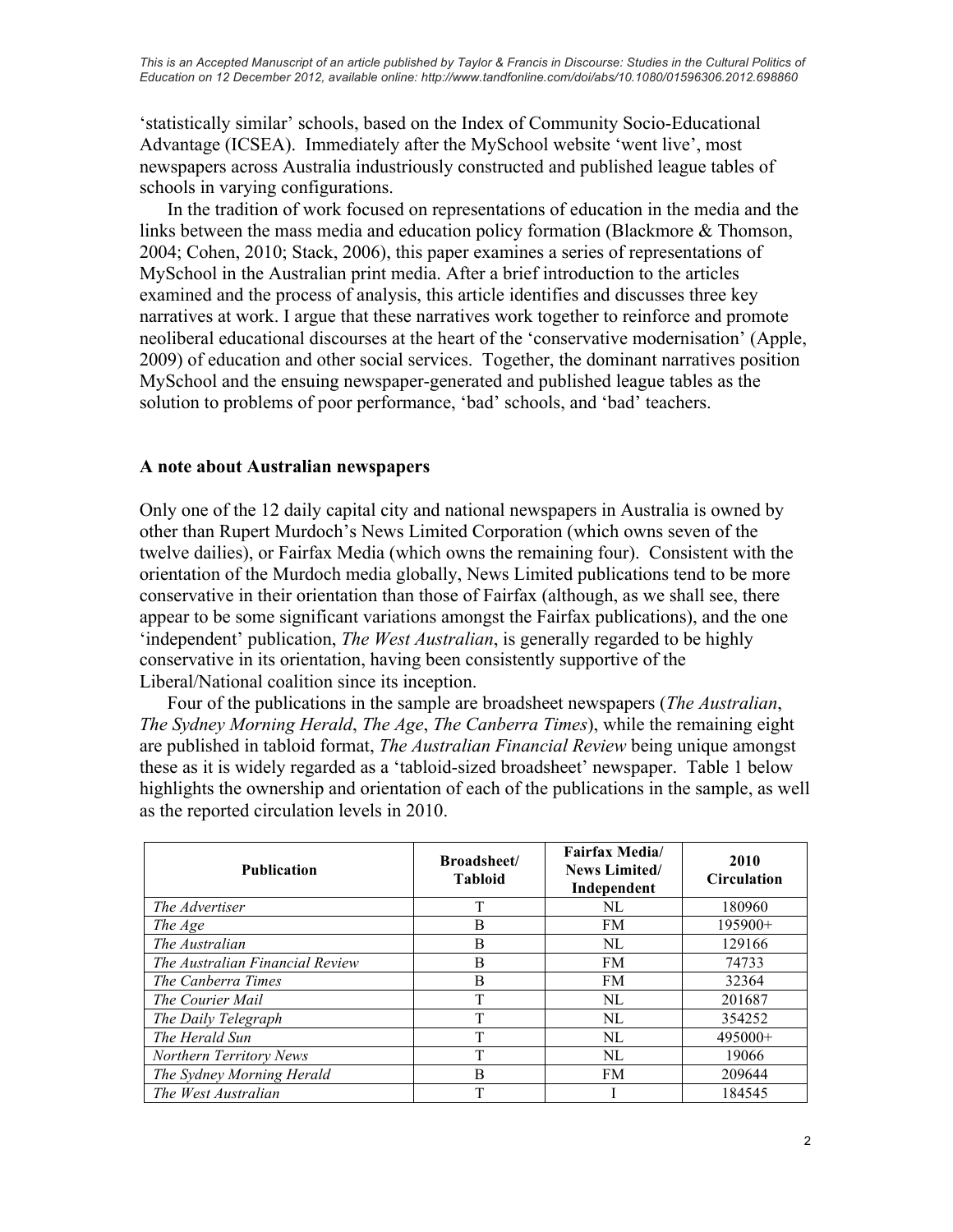'statistically similar' schools, based on the Index of Community Socio-Educational Advantage (ICSEA). Immediately after the MySchool website 'went live', most newspapers across Australia industriously constructed and published league tables of schools in varying configurations.

In the tradition of work focused on representations of education in the media and the links between the mass media and education policy formation (Blackmore & Thomson, 2004; Cohen, 2010; Stack, 2006), this paper examines a series of representations of MySchool in the Australian print media. After a brief introduction to the articles examined and the process of analysis, this article identifies and discusses three key narratives at work. I argue that these narratives work together to reinforce and promote neoliberal educational discourses at the heart of the 'conservative modernisation' (Apple, 2009) of education and other social services. Together, the dominant narratives position MySchool and the ensuing newspaper-generated and published league tables as the solution to problems of poor performance, 'bad' schools, and 'bad' teachers.

## A note about Australian newspapers

Only one of the 12 daily capital city and national newspapers in Australia is owned by other than Rupert Murdoch's News Limited Corporation (which owns seven of the twelve dailies), or Fairfax Media (which owns the remaining four). Consistent with the orientation of the Murdoch media globally, News Limited publications tend to be more conservative in their orientation than those of Fairfax (although, as we shall see, there appear to be some significant variations amongst the Fairfax publications), and the one 'independent' publication, *The West Australian*, is generally regarded to be highly conservative in its orientation, having been consistently supportive of the Liberal/National coalition since its inception.

Four of the publications in the sample are broadsheet newspapers (*The Australian*, *The Sydney Morning Herald*, *The Age*, *The Canberra Times*), while the remaining eight are published in tabloid format, *The Australian Financial Review* being unique amongst these as it is widely regarded as a 'tabloid-sized broadsheet' newspaper. Table 1 below highlights the ownership and orientation of each of the publications in the sample, as well as the reported circulation levels in 2010.

| Publication | Broadsheet/ Tabloid | Fairfax Media/ News Limited/ Independent | 2010 Circulation |
|---|---|---|---|
| *The Advertiser* | T | NL | 180960 |
| *The Age* | B | FM | 195900+ |
| *The Australian* | B | NL | 129166 |
| *The Australian Financial Review* | B | FM | 74733 |
| *The Canberra Times* | B | FM | 32364 |
| *The Courier Mail* | T | NL | 201687 |
| *The Daily Telegraph* | T | NL | 354252 |
| *The Herald Sun* | T | NL | 495000+ |
| *Northern Territory News* | T | NL | 19066 |
| *The Sydney Morning Herald* | B | FM | 209644 |
| *The West Australian* | T | I | 184545 |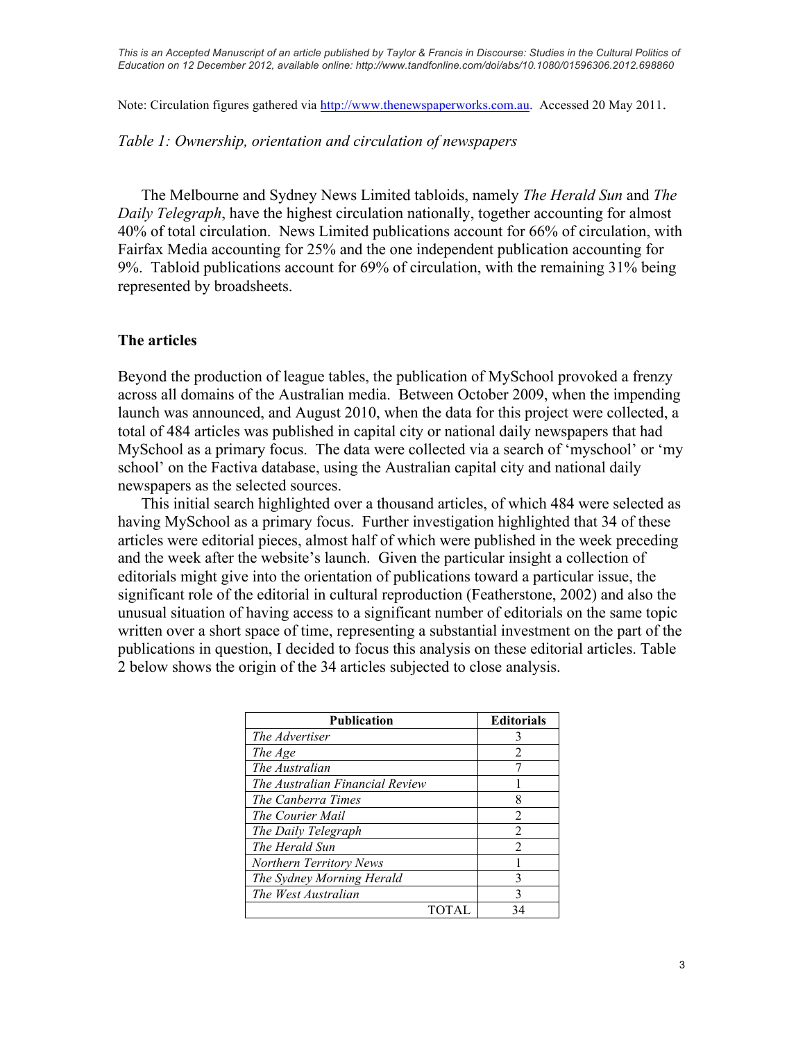Note: Circulation figures gathered via http://www.thenewspaperworks.com.au. Accessed 20 May 2011.

*Table 1: Ownership, orientation and circulation of newspapers*

The Melbourne and Sydney News Limited tabloids, namely *The Herald Sun* and *The Daily Telegraph*, have the highest circulation nationally, together accounting for almost 40% of total circulation. News Limited publications account for 66% of circulation, with Fairfax Media accounting for 25% and the one independent publication accounting for 9%. Tabloid publications account for 69% of circulation, with the remaining 31% being represented by broadsheets.

## The articles

Beyond the production of league tables, the publication of MySchool provoked a frenzy across all domains of the Australian media. Between October 2009, when the impending launch was announced, and August 2010, when the data for this project were collected, a total of 484 articles was published in capital city or national daily newspapers that had MySchool as a primary focus. The data were collected via a search of 'myschool' or 'my school' on the Factiva database, using the Australian capital city and national daily newspapers as the selected sources.

This initial search highlighted over a thousand articles, of which 484 were selected as having MySchool as a primary focus. Further investigation highlighted that 34 of these articles were editorial pieces, almost half of which were published in the week preceding and the week after the website's launch. Given the particular insight a collection of editorials might give into the orientation of publications toward a particular issue, the significant role of the editorial in cultural reproduction (Featherstone, 2002) and also the unusual situation of having access to a significant number of editorials on the same topic written over a short space of time, representing a substantial investment on the part of the publications in question, I decided to focus this analysis on these editorial articles. Table 2 below shows the origin of the 34 articles subjected to close analysis.

| Publication | Editorials |
|---|---|
| *The Advertiser* | 3 |
| *The Age* | 2 |
| *The Australian* | 7 |
| *The Australian Financial Review* | 1 |
| *The Canberra Times* | 8 |
| *The Courier Mail* | 2 |
| *The Daily Telegraph* | 2 |
| *The Herald Sun* | 2 |
| *Northern Territory News* | 1 |
| *The Sydney Morning Herald* | 3 |
| *The West Australian* | 3 |
| TOTAL | 34 |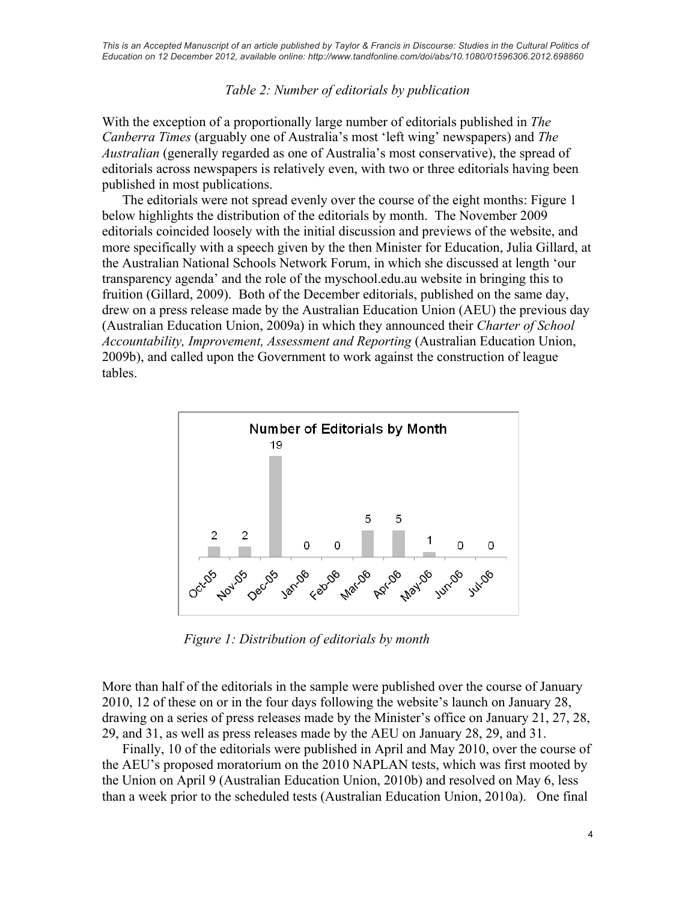*Table 2: Number of editorials by publication*

With the exception of a proportionally large number of editorials published in *The Canberra Times* (arguably one of Australia's most 'left wing' newspapers) and *The Australian* (generally regarded as one of Australia's most conservative), the spread of editorials across newspapers is relatively even, with two or three editorials having been published in most publications.

The editorials were not spread evenly over the course of the eight months: Figure 1 below highlights the distribution of the editorials by month. The November 2009 editorials coincided loosely with the initial discussion and previews of the website, and more specifically with a speech given by the then Minister for Education, Julia Gillard, at the Australian National Schools Network Forum, in which she discussed at length 'our transparency agenda' and the role of the myschool.edu.au website in bringing this to fruition (Gillard, 2009). Both of the December editorials, published on the same day, drew on a press release made by the Australian Education Union (AEU) the previous day (Australian Education Union, 2009a) in which they announced their *Charter of School Accountability, Improvement, Assessment and Reporting* (Australian Education Union, 2009b), and called upon the Government to work against the construction of league tables.

**Number of Editorials by Month**

| Month | Oct-05 | Nov-05 | Dec-05 | Jan-06 | Feb-06 | Mar-06 | Apr-06 | May-06 | Jun-06 | Jul-06 |
|---|---|---|---|---|---|---|---|---|---|---|
| Editorials | 2 | 2 | 19 | 0 | 0 | 5 | 5 | 1 | 0 | 0 |

*Figure 1: Distribution of editorials by month*

More than half of the editorials in the sample were published over the course of January 2010, 12 of these on or in the four days following the website's launch on January 28, drawing on a series of press releases made by the Minister's office on January 21, 27, 28, 29, and 31, as well as press releases made by the AEU on January 28, 29, and 31.

Finally, 10 of the editorials were published in April and May 2010, over the course of the AEU's proposed moratorium on the 2010 NAPLAN tests, which was first mooted by the Union on April 9 (Australian Education Union, 2010b) and resolved on May 6, less than a week prior to the scheduled tests (Australian Education Union, 2010a). One final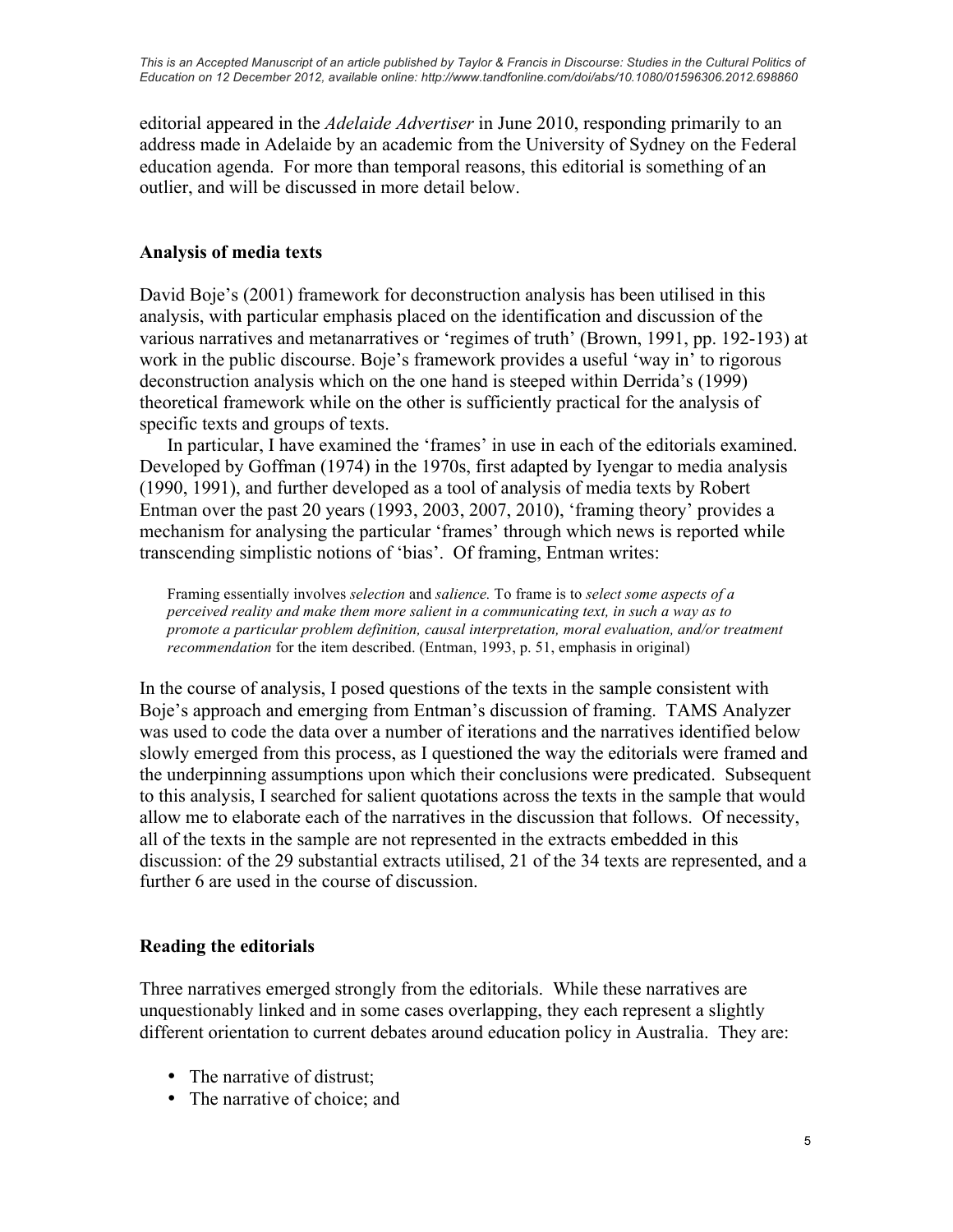editorial appeared in the *Adelaide Advertiser* in June 2010, responding primarily to an address made in Adelaide by an academic from the University of Sydney on the Federal education agenda. For more than temporal reasons, this editorial is something of an outlier, and will be discussed in more detail below.

## Analysis of media texts

David Boje's (2001) framework for deconstruction analysis has been utilised in this analysis, with particular emphasis placed on the identification and discussion of the various narratives and metanarratives or 'regimes of truth' (Brown, 1991, pp. 192-193) at work in the public discourse. Boje's framework provides a useful 'way in' to rigorous deconstruction analysis which on the one hand is steeped within Derrida's (1999) theoretical framework while on the other is sufficiently practical for the analysis of specific texts and groups of texts.

In particular, I have examined the 'frames' in use in each of the editorials examined. Developed by Goffman (1974) in the 1970s, first adapted by Iyengar to media analysis (1990, 1991), and further developed as a tool of analysis of media texts by Robert Entman over the past 20 years (1993, 2003, 2007, 2010), 'framing theory' provides a mechanism for analysing the particular 'frames' through which news is reported while transcending simplistic notions of 'bias'. Of framing, Entman writes:

> Framing essentially involves *selection* and *salience.* To frame is to *select some aspects of a perceived reality and make them more salient in a communicating text, in such a way as to promote a particular problem definition, causal interpretation, moral evaluation, and/or treatment recommendation* for the item described. (Entman, 1993, p. 51, emphasis in original)

In the course of analysis, I posed questions of the texts in the sample consistent with Boje's approach and emerging from Entman's discussion of framing. TAMS Analyzer was used to code the data over a number of iterations and the narratives identified below slowly emerged from this process, as I questioned the way the editorials were framed and the underpinning assumptions upon which their conclusions were predicated. Subsequent to this analysis, I searched for salient quotations across the texts in the sample that would allow me to elaborate each of the narratives in the discussion that follows. Of necessity, all of the texts in the sample are not represented in the extracts embedded in this discussion: of the 29 substantial extracts utilised, 21 of the 34 texts are represented, and a further 6 are used in the course of discussion.

## Reading the editorials

Three narratives emerged strongly from the editorials. While these narratives are unquestionably linked and in some cases overlapping, they each represent a slightly different orientation to current debates around education policy in Australia. They are:

- The narrative of distrust;
- The narrative of choice; and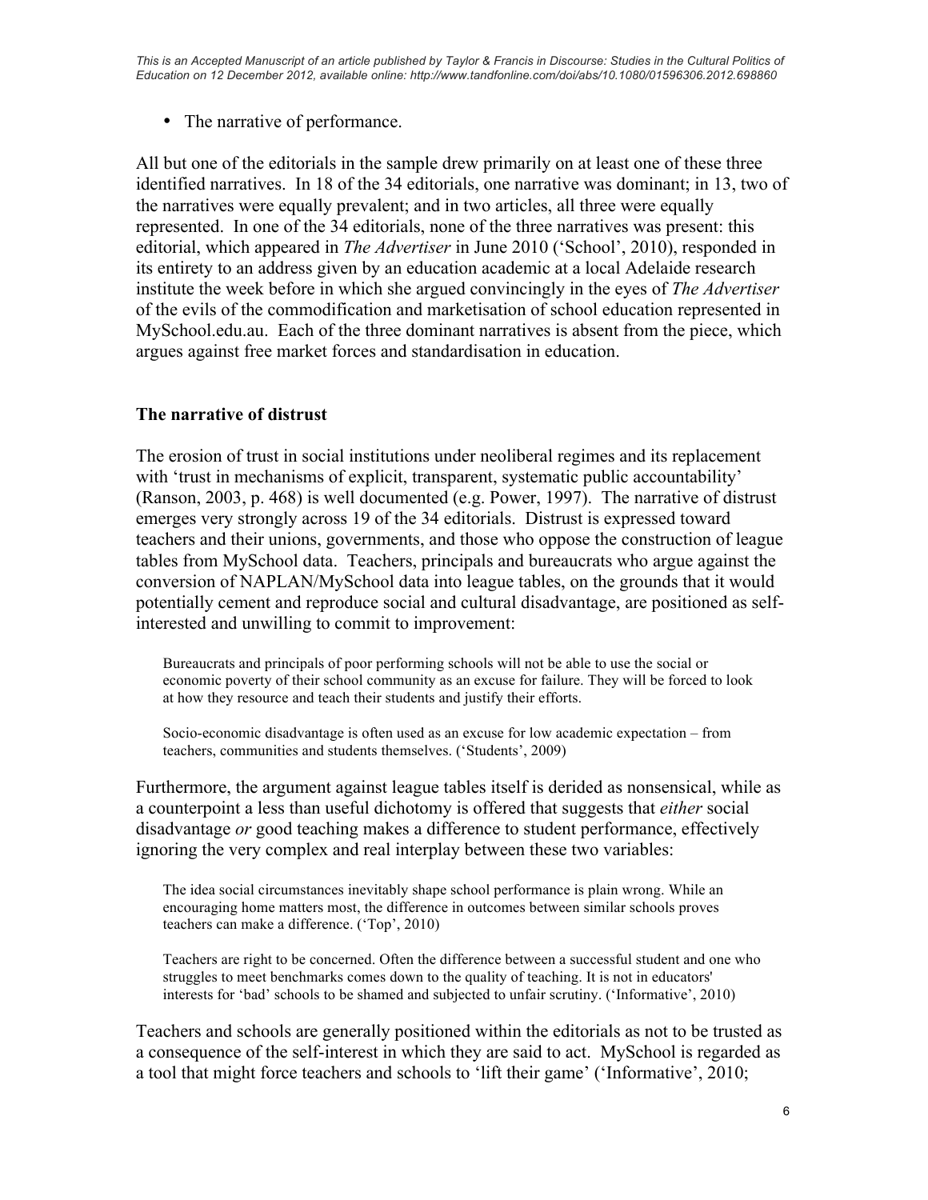- The narrative of performance.

All but one of the editorials in the sample drew primarily on at least one of these three identified narratives. In 18 of the 34 editorials, one narrative was dominant; in 13, two of the narratives were equally prevalent; and in two articles, all three were equally represented. In one of the 34 editorials, none of the three narratives was present: this editorial, which appeared in *The Advertiser* in June 2010 ('School', 2010), responded in its entirety to an address given by an education academic at a local Adelaide research institute the week before in which she argued convincingly in the eyes of *The Advertiser* of the evils of the commodification and marketisation of school education represented in MySchool.edu.au. Each of the three dominant narratives is absent from the piece, which argues against free market forces and standardisation in education.

## The narrative of distrust

The erosion of trust in social institutions under neoliberal regimes and its replacement with 'trust in mechanisms of explicit, transparent, systematic public accountability' (Ranson, 2003, p. 468) is well documented (e.g. Power, 1997). The narrative of distrust emerges very strongly across 19 of the 34 editorials. Distrust is expressed toward teachers and their unions, governments, and those who oppose the construction of league tables from MySchool data. Teachers, principals and bureaucrats who argue against the conversion of NAPLAN/MySchool data into league tables, on the grounds that it would potentially cement and reproduce social and cultural disadvantage, are positioned as self-interested and unwilling to commit to improvement:

> Bureaucrats and principals of poor performing schools will not be able to use the social or economic poverty of their school community as an excuse for failure. They will be forced to look at how they resource and teach their students and justify their efforts.
>
> Socio-economic disadvantage is often used as an excuse for low academic expectation – from teachers, communities and students themselves. ('Students', 2009)

Furthermore, the argument against league tables itself is derided as nonsensical, while as a counterpoint a less than useful dichotomy is offered that suggests that *either* social disadvantage *or* good teaching makes a difference to student performance, effectively ignoring the very complex and real interplay between these two variables:

> The idea social circumstances inevitably shape school performance is plain wrong. While an encouraging home matters most, the difference in outcomes between similar schools proves teachers can make a difference. ('Top', 2010)
>
> Teachers are right to be concerned. Often the difference between a successful student and one who struggles to meet benchmarks comes down to the quality of teaching. It is not in educators' interests for 'bad' schools to be shamed and subjected to unfair scrutiny. ('Informative', 2010)

Teachers and schools are generally positioned within the editorials as not to be trusted as a consequence of the self-interest in which they are said to act. MySchool is regarded as a tool that might force teachers and schools to 'lift their game' ('Informative', 2010;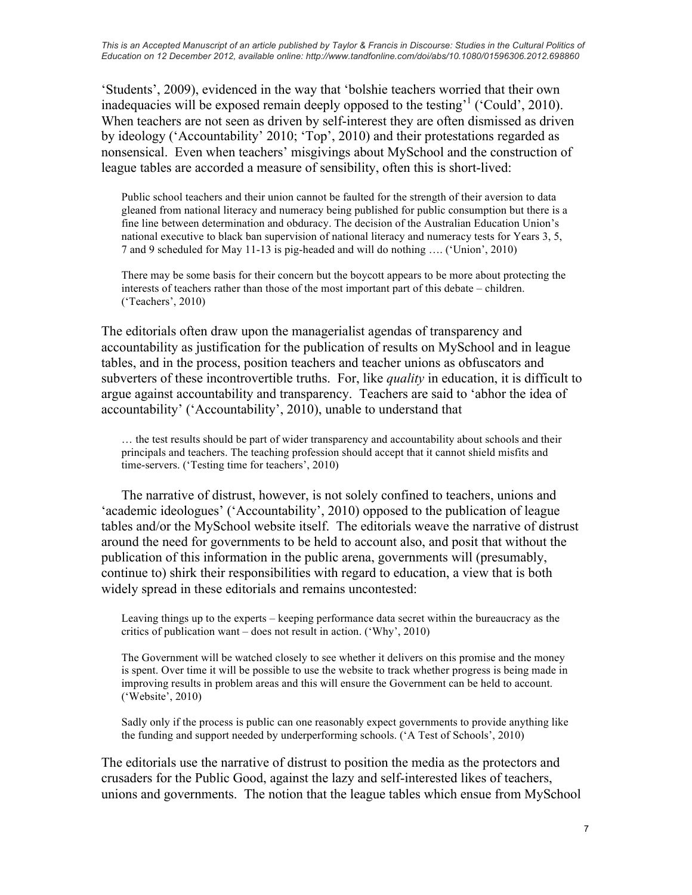'Students', 2009), evidenced in the way that 'bolshie teachers worried that their own inadequacies will be exposed remain deeply opposed to the testing'[1] ('Could', 2010). When teachers are not seen as driven by self-interest they are often dismissed as driven by ideology ('Accountability' 2010; 'Top', 2010) and their protestations regarded as nonsensical. Even when teachers' misgivings about MySchool and the construction of league tables are accorded a measure of sensibility, often this is short-lived:

> Public school teachers and their union cannot be faulted for the strength of their aversion to data gleaned from national literacy and numeracy being published for public consumption but there is a fine line between determination and obduracy. The decision of the Australian Education Union's national executive to black ban supervision of national literacy and numeracy tests for Years 3, 5, 7 and 9 scheduled for May 11-13 is pig-headed and will do nothing …. ('Union', 2010)

> There may be some basis for their concern but the boycott appears to be more about protecting the interests of teachers rather than those of the most important part of this debate – children. ('Teachers', 2010)

The editorials often draw upon the managerialist agendas of transparency and accountability as justification for the publication of results on MySchool and in league tables, and in the process, position teachers and teacher unions as obfuscators and subverters of these incontrovertible truths. For, like *quality* in education, it is difficult to argue against accountability and transparency. Teachers are said to 'abhor the idea of accountability' ('Accountability', 2010), unable to understand that

> … the test results should be part of wider transparency and accountability about schools and their principals and teachers. The teaching profession should accept that it cannot shield misfits and time-servers. ('Testing time for teachers', 2010)

The narrative of distrust, however, is not solely confined to teachers, unions and 'academic ideologues' ('Accountability', 2010) opposed to the publication of league tables and/or the MySchool website itself. The editorials weave the narrative of distrust around the need for governments to be held to account also, and posit that without the publication of this information in the public arena, governments will (presumably, continue to) shirk their responsibilities with regard to education, a view that is both widely spread in these editorials and remains uncontested:

> Leaving things up to the experts – keeping performance data secret within the bureaucracy as the critics of publication want – does not result in action. ('Why', 2010)

> The Government will be watched closely to see whether it delivers on this promise and the money is spent. Over time it will be possible to use the website to track whether progress is being made in improving results in problem areas and this will ensure the Government can be held to account. ('Website', 2010)

> Sadly only if the process is public can one reasonably expect governments to provide anything like the funding and support needed by underperforming schools. ('A Test of Schools', 2010)

The editorials use the narrative of distrust to position the media as the protectors and crusaders for the Public Good, against the lazy and self-interested likes of teachers, unions and governments. The notion that the league tables which ensue from MySchool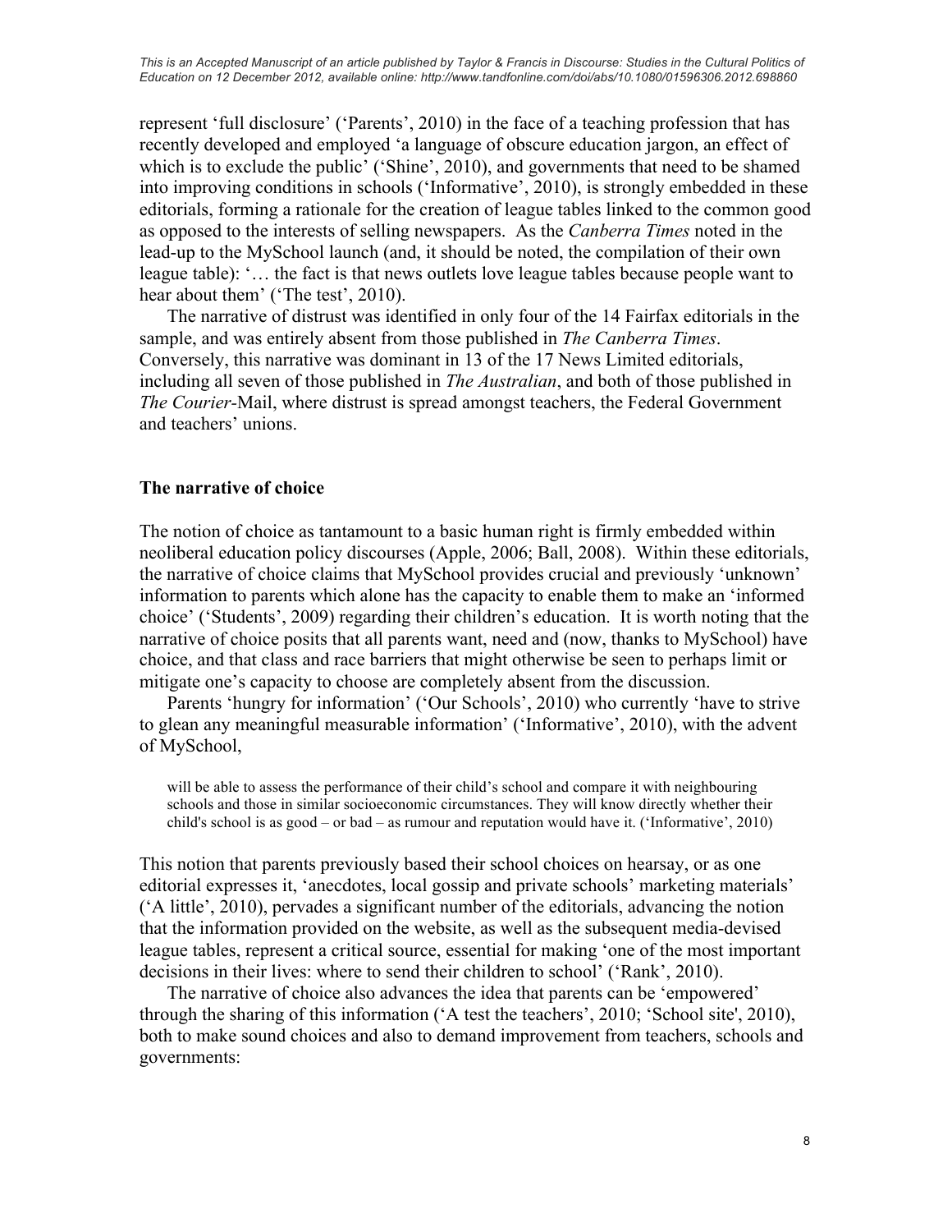represent 'full disclosure' ('Parents', 2010) in the face of a teaching profession that has recently developed and employed 'a language of obscure education jargon, an effect of which is to exclude the public' ('Shine', 2010), and governments that need to be shamed into improving conditions in schools ('Informative', 2010), is strongly embedded in these editorials, forming a rationale for the creation of league tables linked to the common good as opposed to the interests of selling newspapers. As the *Canberra Times* noted in the lead-up to the MySchool launch (and, it should be noted, the compilation of their own league table): '… the fact is that news outlets love league tables because people want to hear about them' ('The test', 2010).

The narrative of distrust was identified in only four of the 14 Fairfax editorials in the sample, and was entirely absent from those published in *The Canberra Times*. Conversely, this narrative was dominant in 13 of the 17 News Limited editorials, including all seven of those published in *The Australian*, and both of those published in *The Courier*-Mail, where distrust is spread amongst teachers, the Federal Government and teachers' unions.

## The narrative of choice

The notion of choice as tantamount to a basic human right is firmly embedded within neoliberal education policy discourses (Apple, 2006; Ball, 2008). Within these editorials, the narrative of choice claims that MySchool provides crucial and previously 'unknown' information to parents which alone has the capacity to enable them to make an 'informed choice' ('Students', 2009) regarding their children's education. It is worth noting that the narrative of choice posits that all parents want, need and (now, thanks to MySchool) have choice, and that class and race barriers that might otherwise be seen to perhaps limit or mitigate one's capacity to choose are completely absent from the discussion.

Parents 'hungry for information' ('Our Schools', 2010) who currently 'have to strive to glean any meaningful measurable information' ('Informative', 2010), with the advent of MySchool,

> will be able to assess the performance of their child's school and compare it with neighbouring schools and those in similar socioeconomic circumstances. They will know directly whether their child's school is as good – or bad – as rumour and reputation would have it. ('Informative', 2010)

This notion that parents previously based their school choices on hearsay, or as one editorial expresses it, 'anecdotes, local gossip and private schools' marketing materials' ('A little', 2010), pervades a significant number of the editorials, advancing the notion that the information provided on the website, as well as the subsequent media-devised league tables, represent a critical source, essential for making 'one of the most important decisions in their lives: where to send their children to school' ('Rank', 2010).

The narrative of choice also advances the idea that parents can be 'empowered' through the sharing of this information ('A test the teachers', 2010; 'School site', 2010), both to make sound choices and also to demand improvement from teachers, schools and governments: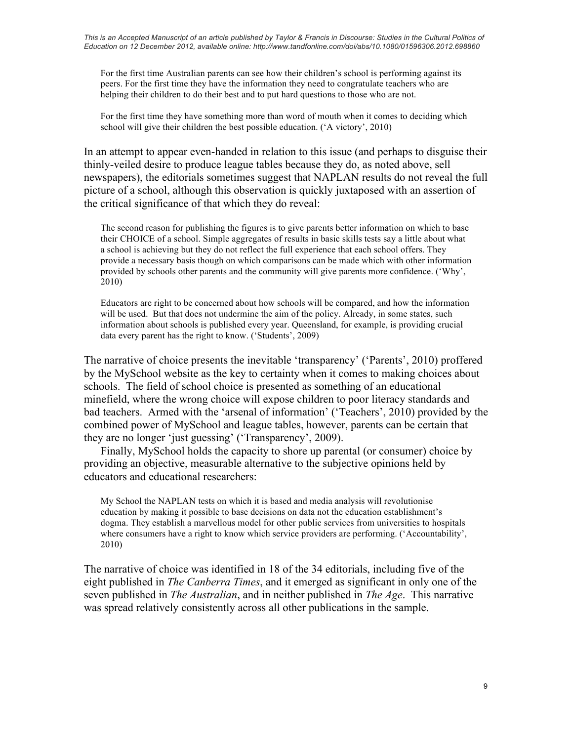> For the first time Australian parents can see how their children's school is performing against its peers. For the first time they have the information they need to congratulate teachers who are helping their children to do their best and to put hard questions to those who are not.
>
> For the first time they have something more than word of mouth when it comes to deciding which school will give their children the best possible education. ('A victory', 2010)

In an attempt to appear even-handed in relation to this issue (and perhaps to disguise their thinly-veiled desire to produce league tables because they do, as noted above, sell newspapers), the editorials sometimes suggest that NAPLAN results do not reveal the full picture of a school, although this observation is quickly juxtaposed with an assertion of the critical significance of that which they do reveal:

> The second reason for publishing the figures is to give parents better information on which to base their CHOICE of a school. Simple aggregates of results in basic skills tests say a little about what a school is achieving but they do not reflect the full experience that each school offers. They provide a necessary basis though on which comparisons can be made which with other information provided by schools other parents and the community will give parents more confidence. ('Why', 2010)
>
> Educators are right to be concerned about how schools will be compared, and how the information will be used. But that does not undermine the aim of the policy. Already, in some states, such information about schools is published every year. Queensland, for example, is providing crucial data every parent has the right to know. ('Students', 2009)

The narrative of choice presents the inevitable 'transparency' ('Parents', 2010) proffered by the MySchool website as the key to certainty when it comes to making choices about schools. The field of school choice is presented as something of an educational minefield, where the wrong choice will expose children to poor literacy standards and bad teachers. Armed with the 'arsenal of information' ('Teachers', 2010) provided by the combined power of MySchool and league tables, however, parents can be certain that they are no longer 'just guessing' ('Transparency', 2009).

Finally, MySchool holds the capacity to shore up parental (or consumer) choice by providing an objective, measurable alternative to the subjective opinions held by educators and educational researchers:

> My School the NAPLAN tests on which it is based and media analysis will revolutionise education by making it possible to base decisions on data not the education establishment's dogma. They establish a marvellous model for other public services from universities to hospitals where consumers have a right to know which service providers are performing. ('Accountability', 2010)

The narrative of choice was identified in 18 of the 34 editorials, including five of the eight published in *The Canberra Times*, and it emerged as significant in only one of the seven published in *The Australian*, and in neither published in *The Age*. This narrative was spread relatively consistently across all other publications in the sample.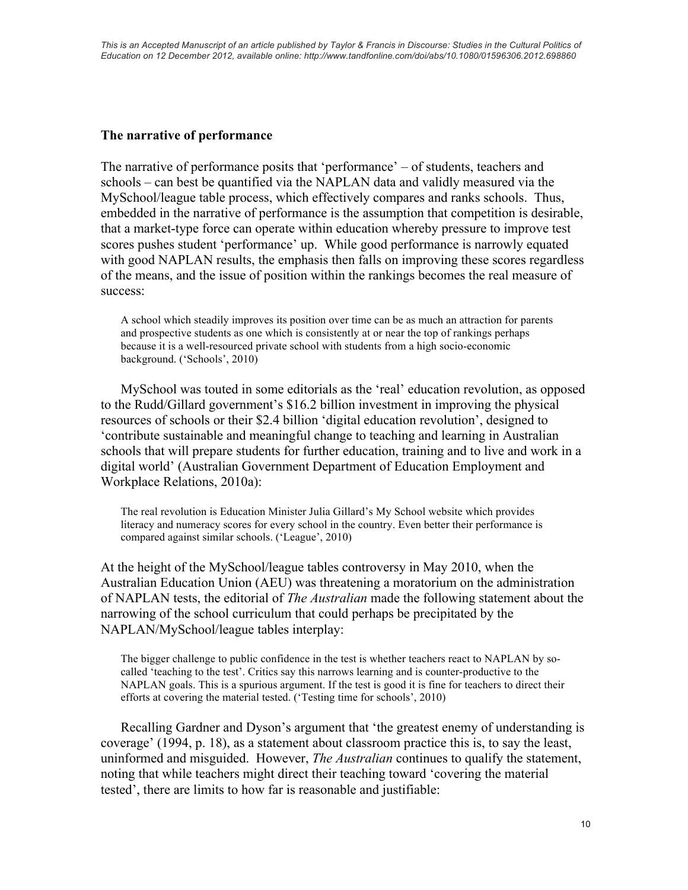## The narrative of performance

The narrative of performance posits that 'performance' – of students, teachers and schools – can best be quantified via the NAPLAN data and validly measured via the MySchool/league table process, which effectively compares and ranks schools. Thus, embedded in the narrative of performance is the assumption that competition is desirable, that a market-type force can operate within education whereby pressure to improve test scores pushes student 'performance' up. While good performance is narrowly equated with good NAPLAN results, the emphasis then falls on improving these scores regardless of the means, and the issue of position within the rankings becomes the real measure of success:

> A school which steadily improves its position over time can be as much an attraction for parents and prospective students as one which is consistently at or near the top of rankings perhaps because it is a well-resourced private school with students from a high socio-economic background. ('Schools', 2010)

MySchool was touted in some editorials as the 'real' education revolution, as opposed to the Rudd/Gillard government's $16.2 billion investment in improving the physical resources of schools or their $2.4 billion 'digital education revolution', designed to 'contribute sustainable and meaningful change to teaching and learning in Australian schools that will prepare students for further education, training and to live and work in a digital world' (Australian Government Department of Education Employment and Workplace Relations, 2010a):

> The real revolution is Education Minister Julia Gillard's My School website which provides literacy and numeracy scores for every school in the country. Even better their performance is compared against similar schools. ('League', 2010)

At the height of the MySchool/league tables controversy in May 2010, when the Australian Education Union (AEU) was threatening a moratorium on the administration of NAPLAN tests, the editorial of *The Australian* made the following statement about the narrowing of the school curriculum that could perhaps be precipitated by the NAPLAN/MySchool/league tables interplay:

> The bigger challenge to public confidence in the test is whether teachers react to NAPLAN by so-called 'teaching to the test'. Critics say this narrows learning and is counter-productive to the NAPLAN goals. This is a spurious argument. If the test is good it is fine for teachers to direct their efforts at covering the material tested. ('Testing time for schools', 2010)

Recalling Gardner and Dyson's argument that 'the greatest enemy of understanding is coverage' (1994, p. 18), as a statement about classroom practice this is, to say the least, uninformed and misguided. However, *The Australian* continues to qualify the statement, noting that while teachers might direct their teaching toward 'covering the material tested', there are limits to how far is reasonable and justifiable: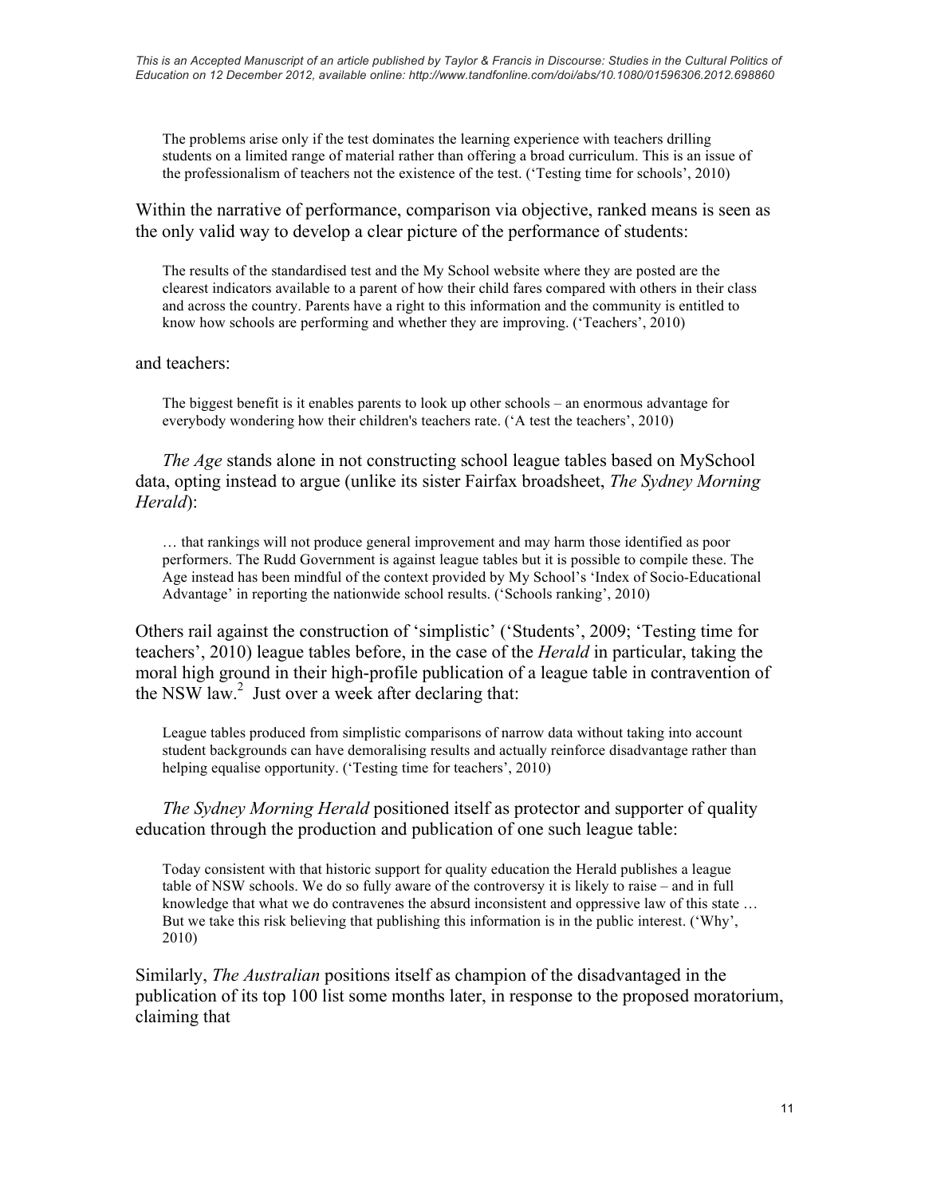> The problems arise only if the test dominates the learning experience with teachers drilling students on a limited range of material rather than offering a broad curriculum. This is an issue of the professionalism of teachers not the existence of the test. ('Testing time for schools', 2010)

Within the narrative of performance, comparison via objective, ranked means is seen as the only valid way to develop a clear picture of the performance of students:

> The results of the standardised test and the My School website where they are posted are the clearest indicators available to a parent of how their child fares compared with others in their class and across the country. Parents have a right to this information and the community is entitled to know how schools are performing and whether they are improving. ('Teachers', 2010)

and teachers:

> The biggest benefit is it enables parents to look up other schools – an enormous advantage for everybody wondering how their children's teachers rate. ('A test the teachers', 2010)

*The Age* stands alone in not constructing school league tables based on MySchool data, opting instead to argue (unlike its sister Fairfax broadsheet, *The Sydney Morning Herald*):

> … that rankings will not produce general improvement and may harm those identified as poor performers. The Rudd Government is against league tables but it is possible to compile these. The Age instead has been mindful of the context provided by My School's 'Index of Socio-Educational Advantage' in reporting the nationwide school results. ('Schools ranking', 2010)

Others rail against the construction of 'simplistic' ('Students', 2009; 'Testing time for teachers', 2010) league tables before, in the case of the *Herald* in particular, taking the moral high ground in their high-profile publication of a league table in contravention of the NSW law.[2] Just over a week after declaring that:

> League tables produced from simplistic comparisons of narrow data without taking into account student backgrounds can have demoralising results and actually reinforce disadvantage rather than helping equalise opportunity. ('Testing time for teachers', 2010)

*The Sydney Morning Herald* positioned itself as protector and supporter of quality education through the production and publication of one such league table:

> Today consistent with that historic support for quality education the Herald publishes a league table of NSW schools. We do so fully aware of the controversy it is likely to raise – and in full knowledge that what we do contravenes the absurd inconsistent and oppressive law of this state … But we take this risk believing that publishing this information is in the public interest. ('Why', 2010)

Similarly, *The Australian* positions itself as champion of the disadvantaged in the publication of its top 100 list some months later, in response to the proposed moratorium, claiming that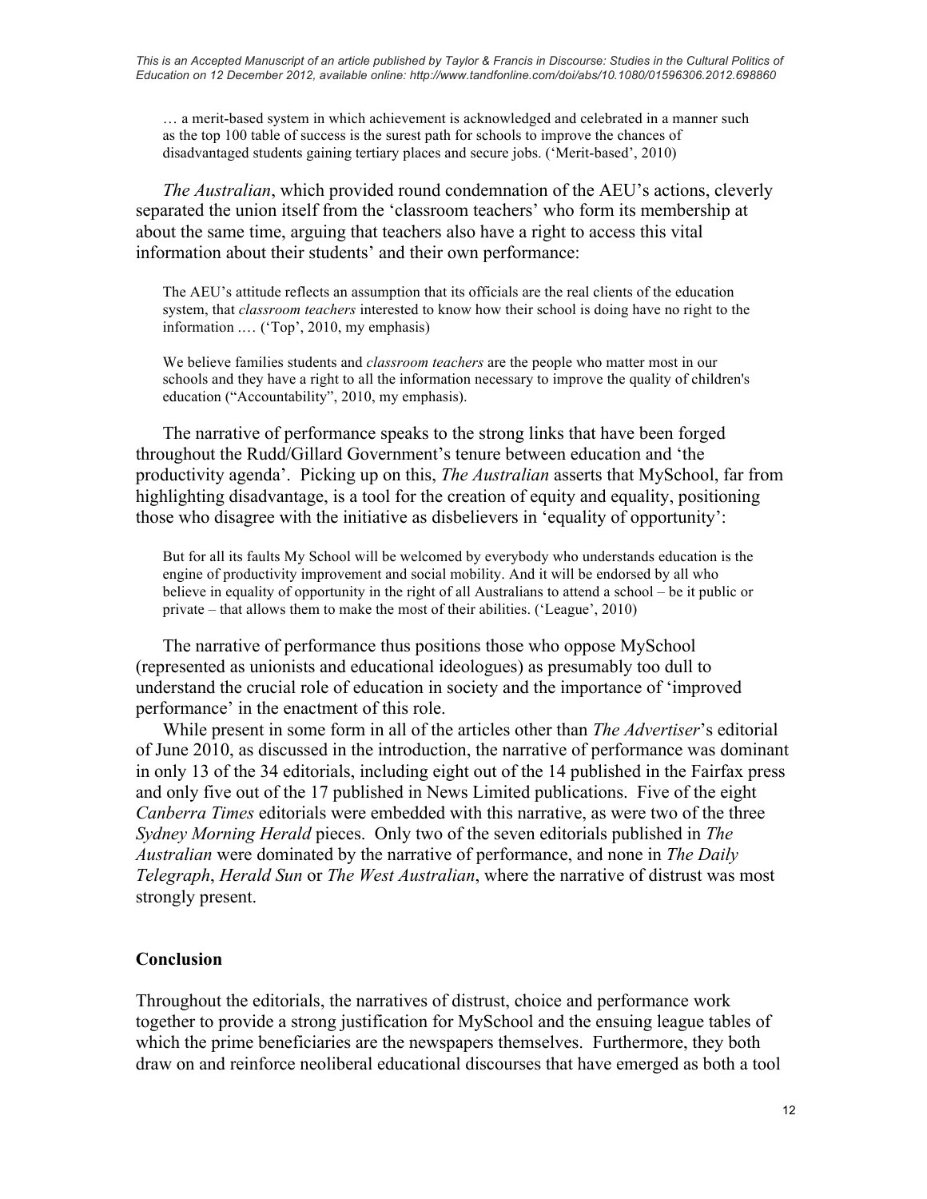… a merit-based system in which achievement is acknowledged and celebrated in a manner such as the top 100 table of success is the surest path for schools to improve the chances of disadvantaged students gaining tertiary places and secure jobs. ('Merit-based', 2010)

*The Australian*, which provided round condemnation of the AEU's actions, cleverly separated the union itself from the 'classroom teachers' who form its membership at about the same time, arguing that teachers also have a right to access this vital information about their students' and their own performance:

> The AEU's attitude reflects an assumption that its officials are the real clients of the education system, that *classroom teachers* interested to know how their school is doing have no right to the information .… ('Top', 2010, my emphasis)

> We believe families students and *classroom teachers* are the people who matter most in our schools and they have a right to all the information necessary to improve the quality of children's education ("Accountability", 2010, my emphasis).

The narrative of performance speaks to the strong links that have been forged throughout the Rudd/Gillard Government's tenure between education and 'the productivity agenda'. Picking up on this, *The Australian* asserts that MySchool, far from highlighting disadvantage, is a tool for the creation of equity and equality, positioning those who disagree with the initiative as disbelievers in 'equality of opportunity':

> But for all its faults My School will be welcomed by everybody who understands education is the engine of productivity improvement and social mobility. And it will be endorsed by all who believe in equality of opportunity in the right of all Australians to attend a school – be it public or private – that allows them to make the most of their abilities. ('League', 2010)

The narrative of performance thus positions those who oppose MySchool (represented as unionists and educational ideologues) as presumably too dull to understand the crucial role of education in society and the importance of 'improved performance' in the enactment of this role.

While present in some form in all of the articles other than *The Advertiser*'s editorial of June 2010, as discussed in the introduction, the narrative of performance was dominant in only 13 of the 34 editorials, including eight out of the 14 published in the Fairfax press and only five out of the 17 published in News Limited publications. Five of the eight *Canberra Times* editorials were embedded with this narrative, as were two of the three *Sydney Morning Herald* pieces. Only two of the seven editorials published in *The Australian* were dominated by the narrative of performance, and none in *The Daily Telegraph*, *Herald Sun* or *The West Australian*, where the narrative of distrust was most strongly present.

## Conclusion

Throughout the editorials, the narratives of distrust, choice and performance work together to provide a strong justification for MySchool and the ensuing league tables of which the prime beneficiaries are the newspapers themselves. Furthermore, they both draw on and reinforce neoliberal educational discourses that have emerged as both a tool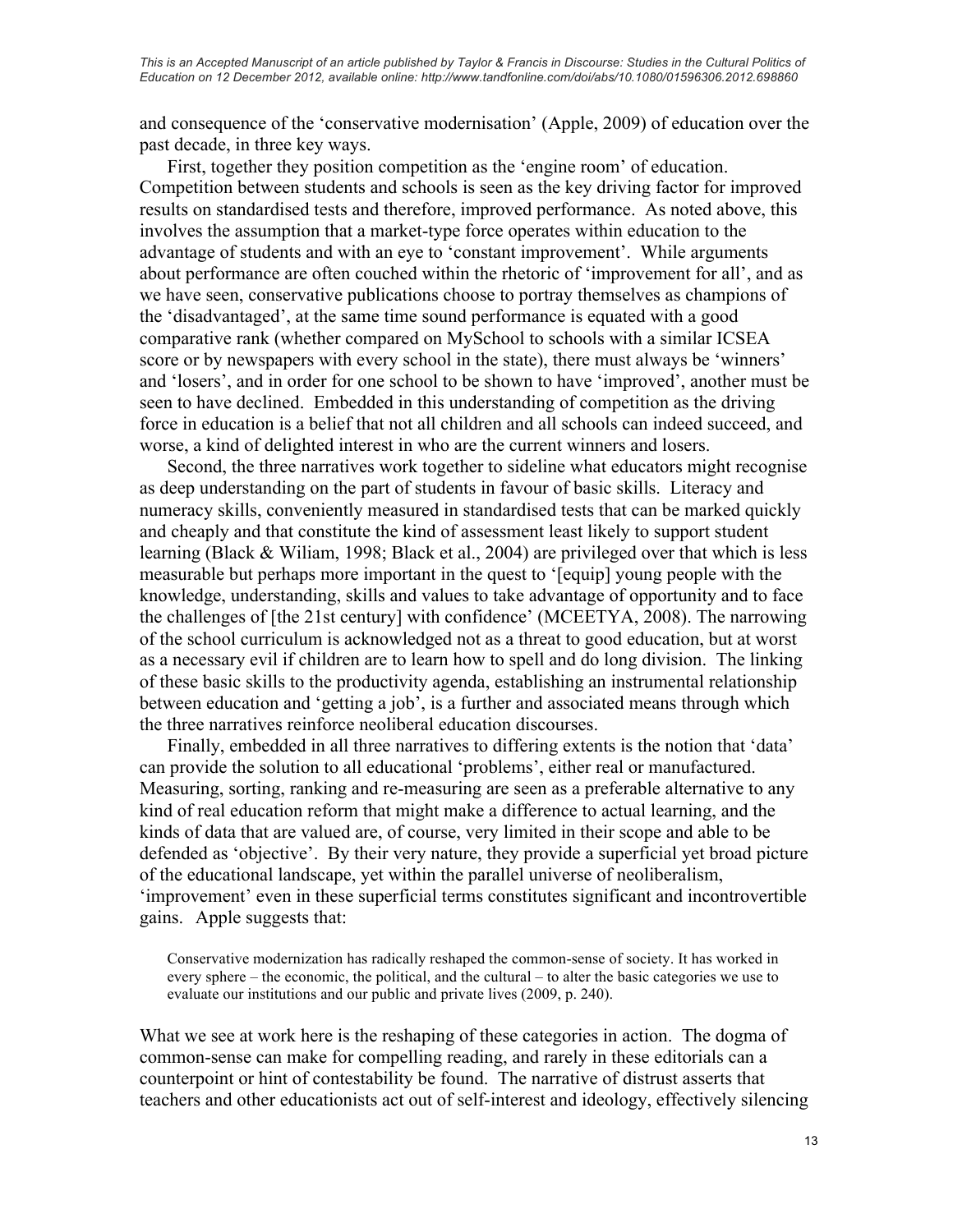and consequence of the 'conservative modernisation' (Apple, 2009) of education over the past decade, in three key ways.

First, together they position competition as the 'engine room' of education. Competition between students and schools is seen as the key driving factor for improved results on standardised tests and therefore, improved performance. As noted above, this involves the assumption that a market-type force operates within education to the advantage of students and with an eye to 'constant improvement'. While arguments about performance are often couched within the rhetoric of 'improvement for all', and as we have seen, conservative publications choose to portray themselves as champions of the 'disadvantaged', at the same time sound performance is equated with a good comparative rank (whether compared on MySchool to schools with a similar ICSEA score or by newspapers with every school in the state), there must always be 'winners' and 'losers', and in order for one school to be shown to have 'improved', another must be seen to have declined. Embedded in this understanding of competition as the driving force in education is a belief that not all children and all schools can indeed succeed, and worse, a kind of delighted interest in who are the current winners and losers.

Second, the three narratives work together to sideline what educators might recognise as deep understanding on the part of students in favour of basic skills. Literacy and numeracy skills, conveniently measured in standardised tests that can be marked quickly and cheaply and that constitute the kind of assessment least likely to support student learning (Black & Wiliam, 1998; Black et al., 2004) are privileged over that which is less measurable but perhaps more important in the quest to '[equip] young people with the knowledge, understanding, skills and values to take advantage of opportunity and to face the challenges of [the 21st century] with confidence' (MCEETYA, 2008). The narrowing of the school curriculum is acknowledged not as a threat to good education, but at worst as a necessary evil if children are to learn how to spell and do long division. The linking of these basic skills to the productivity agenda, establishing an instrumental relationship between education and 'getting a job', is a further and associated means through which the three narratives reinforce neoliberal education discourses.

Finally, embedded in all three narratives to differing extents is the notion that 'data' can provide the solution to all educational 'problems', either real or manufactured. Measuring, sorting, ranking and re-measuring are seen as a preferable alternative to any kind of real education reform that might make a difference to actual learning, and the kinds of data that are valued are, of course, very limited in their scope and able to be defended as 'objective'. By their very nature, they provide a superficial yet broad picture of the educational landscape, yet within the parallel universe of neoliberalism, 'improvement' even in these superficial terms constitutes significant and incontrovertible gains. Apple suggests that:

> Conservative modernization has radically reshaped the common-sense of society. It has worked in every sphere – the economic, the political, and the cultural – to alter the basic categories we use to evaluate our institutions and our public and private lives (2009, p. 240).

What we see at work here is the reshaping of these categories in action. The dogma of common-sense can make for compelling reading, and rarely in these editorials can a counterpoint or hint of contestability be found. The narrative of distrust asserts that teachers and other educationists act out of self-interest and ideology, effectively silencing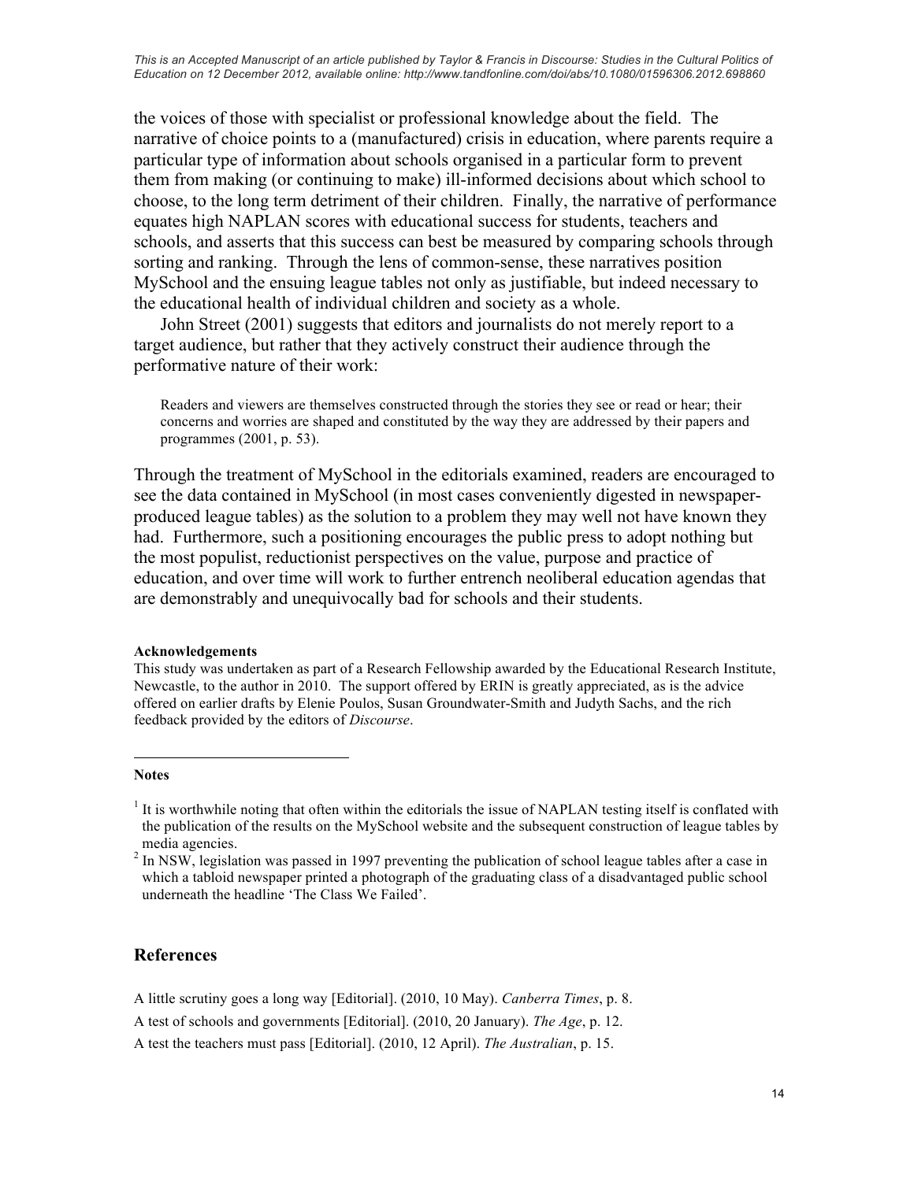the voices of those with specialist or professional knowledge about the field. The narrative of choice points to a (manufactured) crisis in education, where parents require a particular type of information about schools organised in a particular form to prevent them from making (or continuing to make) ill-informed decisions about which school to choose, to the long term detriment of their children. Finally, the narrative of performance equates high NAPLAN scores with educational success for students, teachers and schools, and asserts that this success can best be measured by comparing schools through sorting and ranking. Through the lens of common-sense, these narratives position MySchool and the ensuing league tables not only as justifiable, but indeed necessary to the educational health of individual children and society as a whole.

John Street (2001) suggests that editors and journalists do not merely report to a target audience, but rather that they actively construct their audience through the performative nature of their work:

> Readers and viewers are themselves constructed through the stories they see or read or hear; their concerns and worries are shaped and constituted by the way they are addressed by their papers and programmes (2001, p. 53).

Through the treatment of MySchool in the editorials examined, readers are encouraged to see the data contained in MySchool (in most cases conveniently digested in newspaper-produced league tables) as the solution to a problem they may well not have known they had. Furthermore, such a positioning encourages the public press to adopt nothing but the most populist, reductionist perspectives on the value, purpose and practice of education, and over time will work to further entrench neoliberal education agendas that are demonstrably and unequivocally bad for schools and their students.

**Acknowledgements**

This study was undertaken as part of a Research Fellowship awarded by the Educational Research Institute, Newcastle, to the author in 2010. The support offered by ERIN is greatly appreciated, as is the advice offered on earlier drafts by Elenie Poulos, Susan Groundwater-Smith and Judyth Sachs, and the rich feedback provided by the editors of *Discourse*.

**Notes**

[1] It is worthwhile noting that often within the editorials the issue of NAPLAN testing itself is conflated with the publication of the results on the MySchool website and the subsequent construction of league tables by media agencies.

[2] In NSW, legislation was passed in 1997 preventing the publication of school league tables after a case in which a tabloid newspaper printed a photograph of the graduating class of a disadvantaged public school underneath the headline 'The Class We Failed'.

## References

A little scrutiny goes a long way [Editorial]. (2010, 10 May). *Canberra Times*, p. 8.

A test of schools and governments [Editorial]. (2010, 20 January). *The Age*, p. 12.

A test the teachers must pass [Editorial]. (2010, 12 April). *The Australian*, p. 15.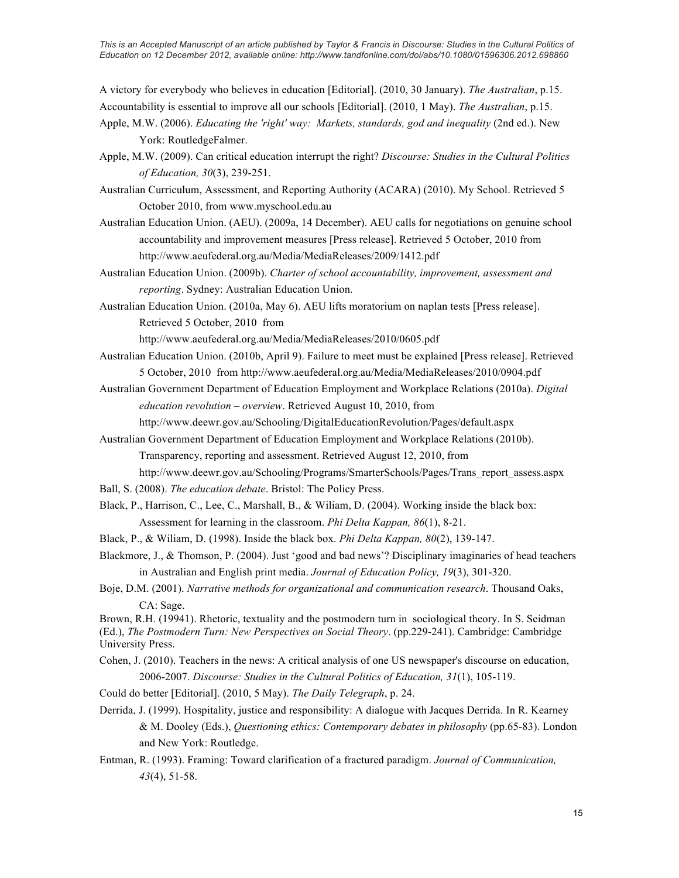A victory for everybody who believes in education [Editorial]. (2010, 30 January). *The Australian*, p.15.

Accountability is essential to improve all our schools [Editorial]. (2010, 1 May). *The Australian*, p.15.

Apple, M.W. (2006). *Educating the 'right' way: Markets, standards, god and inequality* (2nd ed.). New York: RoutledgeFalmer.

Apple, M.W. (2009). Can critical education interrupt the right? *Discourse: Studies in the Cultural Politics of Education, 30*(3), 239-251.

Australian Curriculum, Assessment, and Reporting Authority (ACARA) (2010). My School. Retrieved 5 October 2010, from www.myschool.edu.au

Australian Education Union. (AEU). (2009a, 14 December). AEU calls for negotiations on genuine school accountability and improvement measures [Press release]. Retrieved 5 October, 2010 from http://www.aeufederal.org.au/Media/MediaReleases/2009/1412.pdf

Australian Education Union. (2009b). *Charter of school accountability, improvement, assessment and reporting*. Sydney: Australian Education Union.

Australian Education Union. (2010a, May 6). AEU lifts moratorium on naplan tests [Press release]. Retrieved 5 October, 2010 from http://www.aeufederal.org.au/Media/MediaReleases/2010/0605.pdf

Australian Education Union. (2010b, April 9). Failure to meet must be explained [Press release]. Retrieved 5 October, 2010 from http://www.aeufederal.org.au/Media/MediaReleases/2010/0904.pdf

Australian Government Department of Education Employment and Workplace Relations (2010a). *Digital education revolution – overview*. Retrieved August 10, 2010, from http://www.deewr.gov.au/Schooling/DigitalEducationRevolution/Pages/default.aspx

Australian Government Department of Education Employment and Workplace Relations (2010b). Transparency, reporting and assessment. Retrieved August 12, 2010, from http://www.deewr.gov.au/Schooling/Programs/SmarterSchools/Pages/Trans_report_assess.aspx

Ball, S. (2008). *The education debate*. Bristol: The Policy Press.

Black, P., Harrison, C., Lee, C., Marshall, B., & Wiliam, D. (2004). Working inside the black box: Assessment for learning in the classroom. *Phi Delta Kappan, 86*(1), 8-21.

Black, P., & Wiliam, D. (1998). Inside the black box. *Phi Delta Kappan, 80*(2), 139-147.

Blackmore, J., & Thomson, P. (2004). Just 'good and bad news'? Disciplinary imaginaries of head teachers in Australian and English print media. *Journal of Education Policy, 19*(3), 301-320.

Boje, D.M. (2001). *Narrative methods for organizational and communication research*. Thousand Oaks, CA: Sage.

Brown, R.H. (19941). Rhetoric, textuality and the postmodern turn in sociological theory. In S. Seidman (Ed.), *The Postmodern Turn: New Perspectives on Social Theory*. (pp.229-241). Cambridge: Cambridge University Press.

Cohen, J. (2010). Teachers in the news: A critical analysis of one US newspaper's discourse on education, 2006-2007. *Discourse: Studies in the Cultural Politics of Education, 31*(1), 105-119.

Could do better [Editorial]. (2010, 5 May). *The Daily Telegraph*, p. 24.

Derrida, J. (1999). Hospitality, justice and responsibility: A dialogue with Jacques Derrida. In R. Kearney & M. Dooley (Eds.), *Questioning ethics: Contemporary debates in philosophy* (pp.65-83). London and New York: Routledge.

Entman, R. (1993). Framing: Toward clarification of a fractured paradigm. *Journal of Communication, 43*(4), 51-58.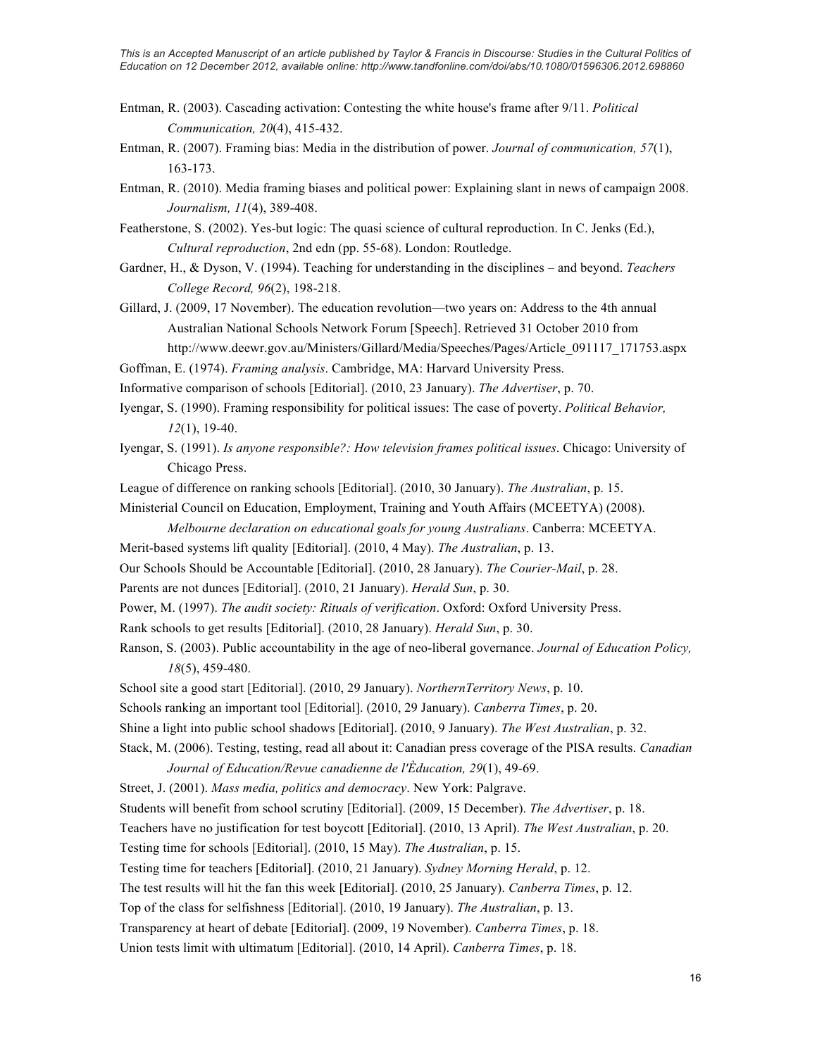Entman, R. (2003). Cascading activation: Contesting the white house's frame after 9/11. *Political Communication, 20*(4), 415-432.

Entman, R. (2007). Framing bias: Media in the distribution of power. *Journal of communication, 57*(1), 163-173.

Entman, R. (2010). Media framing biases and political power: Explaining slant in news of campaign 2008. *Journalism, 11*(4), 389-408.

Featherstone, S. (2002). Yes-but logic: The quasi science of cultural reproduction. In C. Jenks (Ed.), *Cultural reproduction*, 2nd edn (pp. 55-68). London: Routledge.

Gardner, H., & Dyson, V. (1994). Teaching for understanding in the disciplines – and beyond. *Teachers College Record, 96*(2), 198-218.

Gillard, J. (2009, 17 November). The education revolution—two years on: Address to the 4th annual Australian National Schools Network Forum [Speech]. Retrieved 31 October 2010 from http://www.deewr.gov.au/Ministers/Gillard/Media/Speeches/Pages/Article_091117_171753.aspx

Goffman, E. (1974). *Framing analysis*. Cambridge, MA: Harvard University Press.

Informative comparison of schools [Editorial]. (2010, 23 January). *The Advertiser*, p. 70.

Iyengar, S. (1990). Framing responsibility for political issues: The case of poverty. *Political Behavior, 12*(1), 19-40.

Iyengar, S. (1991). *Is anyone responsible?: How television frames political issues*. Chicago: University of Chicago Press.

League of difference on ranking schools [Editorial]. (2010, 30 January). *The Australian*, p. 15.

Ministerial Council on Education, Employment, Training and Youth Affairs (MCEETYA) (2008). *Melbourne declaration on educational goals for young Australians*. Canberra: MCEETYA.

Merit-based systems lift quality [Editorial]. (2010, 4 May). *The Australian*, p. 13.

Our Schools Should be Accountable [Editorial]. (2010, 28 January). *The Courier-Mail*, p. 28.

Parents are not dunces [Editorial]. (2010, 21 January). *Herald Sun*, p. 30.

Power, M. (1997). *The audit society: Rituals of verification*. Oxford: Oxford University Press.

Rank schools to get results [Editorial]. (2010, 28 January). *Herald Sun*, p. 30.

Ranson, S. (2003). Public accountability in the age of neo-liberal governance. *Journal of Education Policy, 18*(5), 459-480.

School site a good start [Editorial]. (2010, 29 January). *NorthernTerritory News*, p. 10.

Schools ranking an important tool [Editorial]. (2010, 29 January). *Canberra Times*, p. 20.

Shine a light into public school shadows [Editorial]. (2010, 9 January). *The West Australian*, p. 32.

Stack, M. (2006). Testing, testing, read all about it: Canadian press coverage of the PISA results. *Canadian Journal of Education/Revue canadienne de l'Èducation, 29*(1), 49-69.

Street, J. (2001). *Mass media, politics and democracy*. New York: Palgrave.

Students will benefit from school scrutiny [Editorial]. (2009, 15 December). *The Advertiser*, p. 18.

Teachers have no justification for test boycott [Editorial]. (2010, 13 April). *The West Australian*, p. 20.

Testing time for schools [Editorial]. (2010, 15 May). *The Australian*, p. 15.

Testing time for teachers [Editorial]. (2010, 21 January). *Sydney Morning Herald*, p. 12.

The test results will hit the fan this week [Editorial]. (2010, 25 January). *Canberra Times*, p. 12.

Top of the class for selfishness [Editorial]. (2010, 19 January). *The Australian*, p. 13.

Transparency at heart of debate [Editorial]. (2009, 19 November). *Canberra Times*, p. 18.

Union tests limit with ultimatum [Editorial]. (2010, 14 April). *Canberra Times*, p. 18.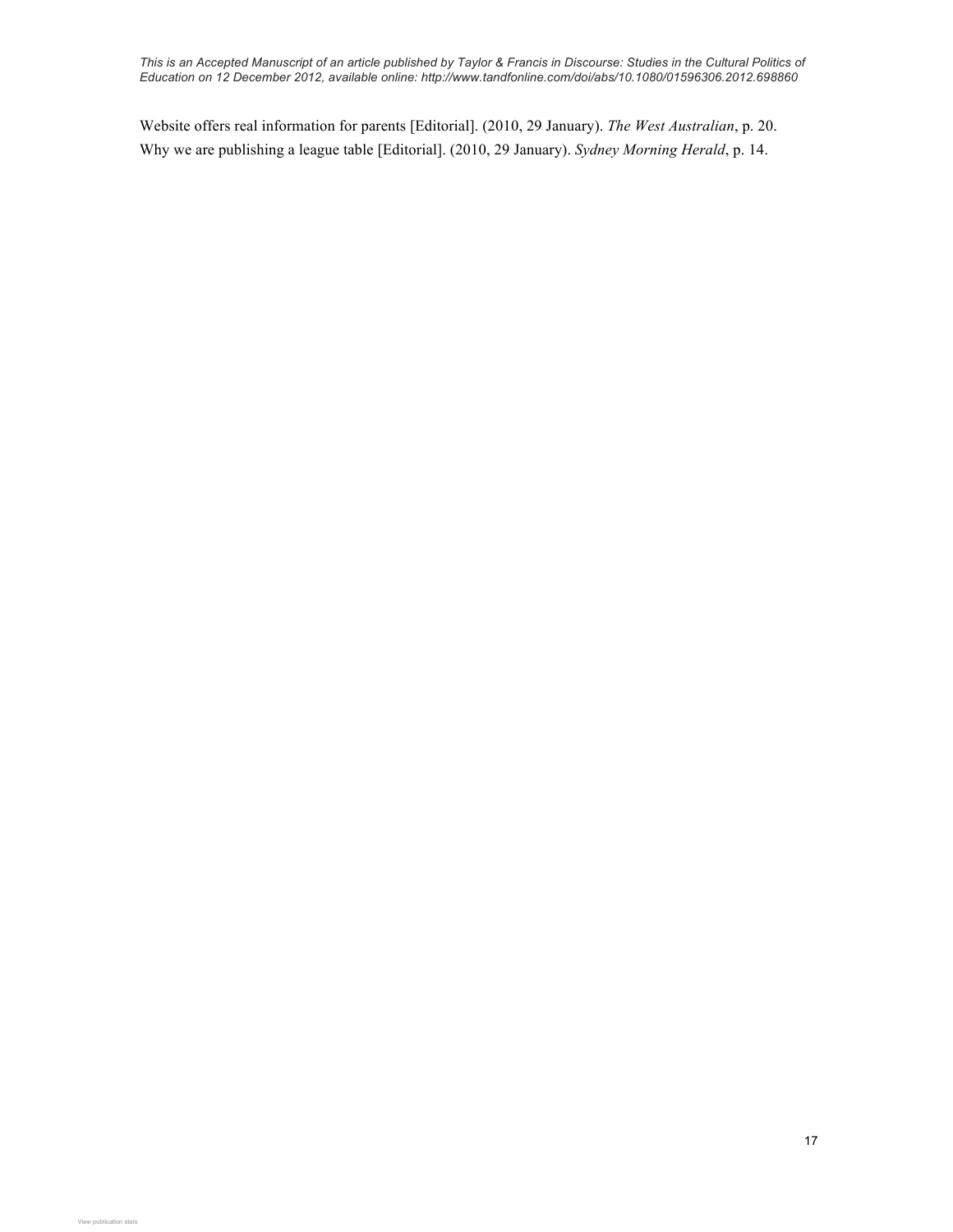Website offers real information for parents [Editorial]. (2010, 29 January). *The West Australian*, p. 20.

Why we are publishing a league table [Editorial]. (2010, 29 January). *Sydney Morning Herald*, p. 14.